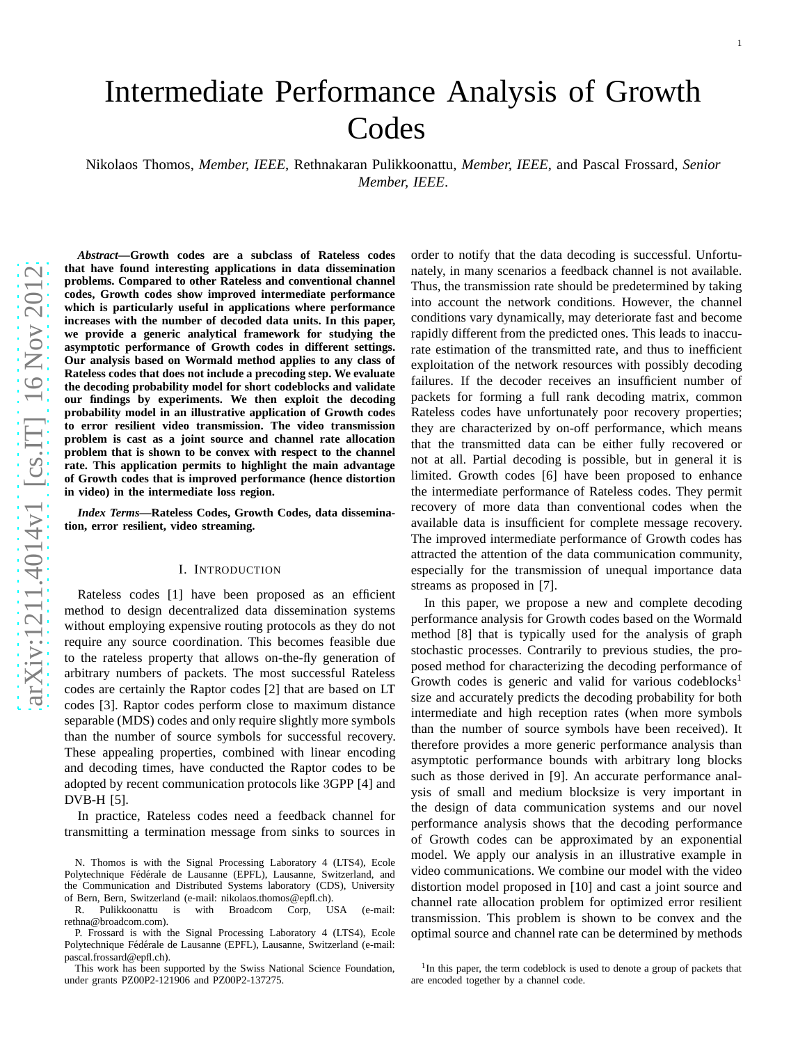# Intermediate Performance Analysis of Growth Codes

Nikolaos Thomos, *Member, IEEE*, Rethnakaran Pulikkoonattu, *Member, IEEE*, and Pascal Frossard, *Senior Member, IEEE*.

***Abstract*—Growth codes are a subclass of Rateless codes that have found interesting applications in data dissemination problems. Compared to other Rateless and conventional channel codes, Growth codes show improved intermediate performance which is particularly useful in applications where performance increases with the number of decoded data units. In this paper, we provide a generic analytical framework for studying the asymptotic performance of Growth codes in different settings. Our analysis based on Wormald method applies to any class of Rateless codes that does not include a precoding step. We evaluate the decoding probability model for short codeblocks and validate our findings by experiments. We then exploit the decoding probability model in an illustrative application of Growth codes to error resilient video transmission. The video transmission problem is cast as a joint source and channel rate allocation problem that is shown to be convex with respect to the channel rate. This application permits to highlight the main advantage of Growth codes that is improved performance (hence distortion in video) in the intermediate loss region.**

***Index Terms*—Rateless Codes, Growth Codes, data dissemination, error resilient, video streaming.**

## I. Introduction

Rateless codes [1] have been proposed as an efficient method to design decentralized data dissemination systems without employing expensive routing protocols as they do not require any source coordination. This becomes feasible due to the rateless property that allows on-the-fly generation of arbitrary numbers of packets. The most successful Rateless codes are certainly the Raptor codes [2] that are based on LT codes [3]. Raptor codes perform close to maximum distance separable (MDS) codes and only require slightly more symbols than the number of source symbols for successful recovery. These appealing properties, combined with linear encoding and decoding times, have conducted the Raptor codes to be adopted by recent communication protocols like 3GPP [4] and DVB-H [5].

In practice, Rateless codes need a feedback channel for transmitting a termination message from sinks to sources in order to notify that the data decoding is successful. Unfortunately, in many scenarios a feedback channel is not available. Thus, the transmission rate should be predetermined by taking into account the network conditions. However, the channel conditions vary dynamically, may deteriorate fast and become rapidly different from the predicted ones. This leads to inaccurate estimation of the transmitted rate, and thus to inefficient exploitation of the network resources with possibly decoding failures. If the decoder receives an insufficient number of packets for forming a full rank decoding matrix, common Rateless codes have unfortunately poor recovery properties; they are characterized by on-off performance, which means that the transmitted data can be either fully recovered or not at all. Partial decoding is possible, but in general it is limited. Growth codes [6] have been proposed to enhance the intermediate performance of Rateless codes. They permit recovery of more data than conventional codes when the available data is insufficient for complete message recovery. The improved intermediate performance of Growth codes has attracted the attention of the data communication community, especially for the transmission of unequal importance data streams as proposed in [7].

In this paper, we propose a new and complete decoding performance analysis for Growth codes based on the Wormald method [8] that is typically used for the analysis of graph stochastic processes. Contrarily to previous studies, the proposed method for characterizing the decoding performance of Growth codes is generic and valid for various codeblocks[1] size and accurately predicts the decoding probability for both intermediate and high reception rates (when more symbols than the number of source symbols have been received). It therefore provides a more generic performance analysis than asymptotic performance bounds with arbitrary long blocks such as those derived in [9]. An accurate performance analysis of small and medium blocksize is very important in the design of data communication systems and our novel performance analysis shows that the decoding performance of Growth codes can be approximated by an exponential model. We apply our analysis in an illustrative example in video communications. We combine our model with the video distortion model proposed in [10] and cast a joint source and channel rate allocation problem for optimized error resilient transmission. This problem is shown to be convex and the optimal source and channel rate can be determined by methods

N. Thomos is with the Signal Processing Laboratory 4 (LTS4), Ecole Polytechnique Fédérale de Lausanne (EPFL), Lausanne, Switzerland, and the Communication and Distributed Systems laboratory (CDS), University of Bern, Bern, Switzerland (e-mail: nikolaos.thomos@epfl.ch).

R. Pulikkoonattu is with Broadcom Corp, USA (e-mail: rethna@broadcom.com).

P. Frossard is with the Signal Processing Laboratory 4 (LTS4), Ecole Polytechnique Fédérale de Lausanne (EPFL), Lausanne, Switzerland (e-mail: pascal.frossard@epfl.ch).

This work has been supported by the Swiss National Science Foundation, under grants PZ00P2-121906 and PZ00P2-137275.

[1] In this paper, the term codeblock is used to denote a group of packets that are encoded together by a channel code.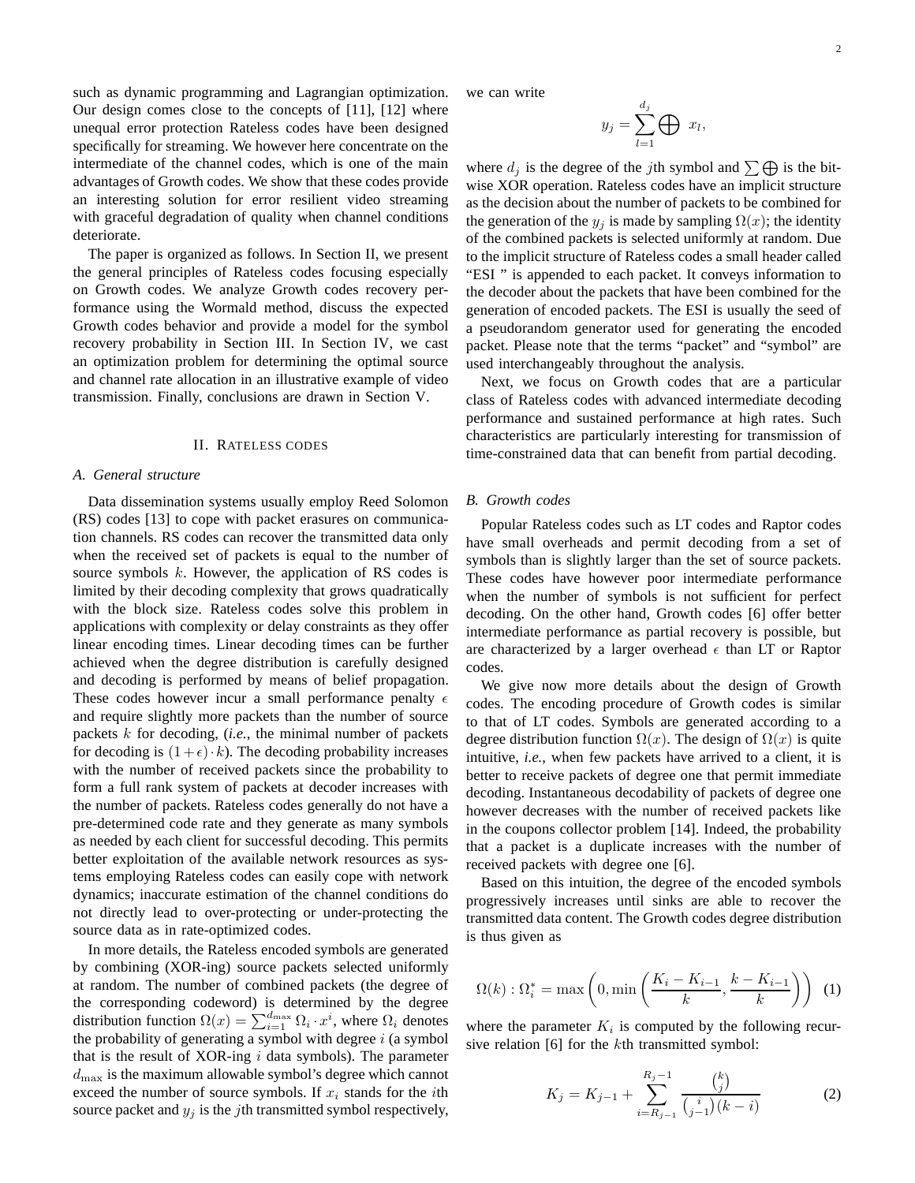such as dynamic programming and Lagrangian optimization. Our design comes close to the concepts of [11], [12] where unequal error protection Rateless codes have been designed specifically for streaming. We however here concentrate on the intermediate of the channel codes, which is one of the main advantages of Growth codes. We show that these codes provide an interesting solution for error resilient video streaming with graceful degradation of quality when channel conditions deteriorate.

The paper is organized as follows. In Section II, we present the general principles of Rateless codes focusing especially on Growth codes. We analyze Growth codes recovery performance using the Wormald method, discuss the expected Growth codes behavior and provide a model for the symbol recovery probability in Section III. In Section IV, we cast an optimization problem for determining the optimal source and channel rate allocation in an illustrative example of video transmission. Finally, conclusions are drawn in Section V.

## II. Rateless codes

### A. General structure

Data dissemination systems usually employ Reed Solomon (RS) codes [13] to cope with packet erasures on communication channels. RS codes can recover the transmitted data only when the received set of packets is equal to the number of source symbols $k$. However, the application of RS codes is limited by their decoding complexity that grows quadratically with the block size. Rateless codes solve this problem in applications with complexity or delay constraints as they offer linear encoding times. Linear decoding times can be further achieved when the degree distribution is carefully designed and decoding is performed by means of belief propagation. These codes however incur a small performance penalty $\epsilon$ and require slightly more packets than the number of source packets $k$ for decoding, (*i.e.*, the minimal number of packets for decoding is $(1+\epsilon)\cdot k$). The decoding probability increases with the number of received packets since the probability to form a full rank system of packets at decoder increases with the number of packets. Rateless codes generally do not have a pre-determined code rate and they generate as many symbols as needed by each client for successful decoding. This permits better exploitation of the available network resources as systems employing Rateless codes can easily cope with network dynamics; inaccurate estimation of the channel conditions do not directly lead to over-protecting or under-protecting the source data as in rate-optimized codes.

In more details, the Rateless encoded symbols are generated by combining (XOR-ing) source packets selected uniformly at random. The number of combined packets (the degree of the corresponding codeword) is determined by the degree distribution function $\Omega(x) = \sum_{i=1}^{d_{\max}} \Omega_i \cdot x^i$, where $\Omega_i$ denotes the probability of generating a symbol with degree $i$ (a symbol that is the result of XOR-ing $i$ data symbols). The parameter $d_{\max}$ is the maximum allowable symbol's degree which cannot exceed the number of source symbols. If $x_i$ stands for the $i$th source packet and $y_j$ is the $j$th transmitted symbol respectively, we can write

$$y_j = \sum_{l=1}^{d_j} \bigoplus \; x_l,$$

where $d_j$ is the degree of the $j$th symbol and $\sum \bigoplus$ is the bit-wise XOR operation. Rateless codes have an implicit structure as the decision about the number of packets to be combined for the generation of the $y_j$ is made by sampling $\Omega(x)$; the identity of the combined packets is selected uniformly at random. Due to the implicit structure of Rateless codes a small header called "ESI " is appended to each packet. It conveys information to the decoder about the packets that have been combined for the generation of encoded packets. The ESI is usually the seed of a pseudorandom generator used for generating the encoded packet. Please note that the terms "packet" and "symbol" are used interchangeably throughout the analysis.

Next, we focus on Growth codes that are a particular class of Rateless codes with advanced intermediate decoding performance and sustained performance at high rates. Such characteristics are particularly interesting for transmission of time-constrained data that can benefit from partial decoding.

### B. Growth codes

Popular Rateless codes such as LT codes and Raptor codes have small overheads and permit decoding from a set of symbols than is slightly larger than the set of source packets. These codes have however poor intermediate performance when the number of symbols is not sufficient for perfect decoding. On the other hand, Growth codes [6] offer better intermediate performance as partial recovery is possible, but are characterized by a larger overhead $\epsilon$ than LT or Raptor codes.

We give now more details about the design of Growth codes. The encoding procedure of Growth codes is similar to that of LT codes. Symbols are generated according to a degree distribution function $\Omega(x)$. The design of $\Omega(x)$ is quite intuitive, *i.e.*, when few packets have arrived to a client, it is better to receive packets of degree one that permit immediate decoding. Instantaneous decodability of packets of degree one however decreases with the number of received packets like in the coupons collector problem [14]. Indeed, the probability that a packet is a duplicate increases with the number of received packets with degree one [6].

Based on this intuition, the degree of the encoded symbols progressively increases until sinks are able to recover the transmitted data content. The Growth codes degree distribution is thus given as

$$\Omega(k) : \Omega_i^* = \max\left(0, \min\left(\frac{K_i - K_{i-1}}{k}, \frac{k - K_{i-1}}{k}\right)\right) \quad (1)$$

where the parameter $K_i$ is computed by the following recursive relation [6] for the $k$th transmitted symbol:

$$K_j = K_{j-1} + \sum_{i=R_{j-1}}^{R_j - 1} \frac{\binom{k}{j}}{\binom{i}{j-1}(k-i)} \quad (2)$$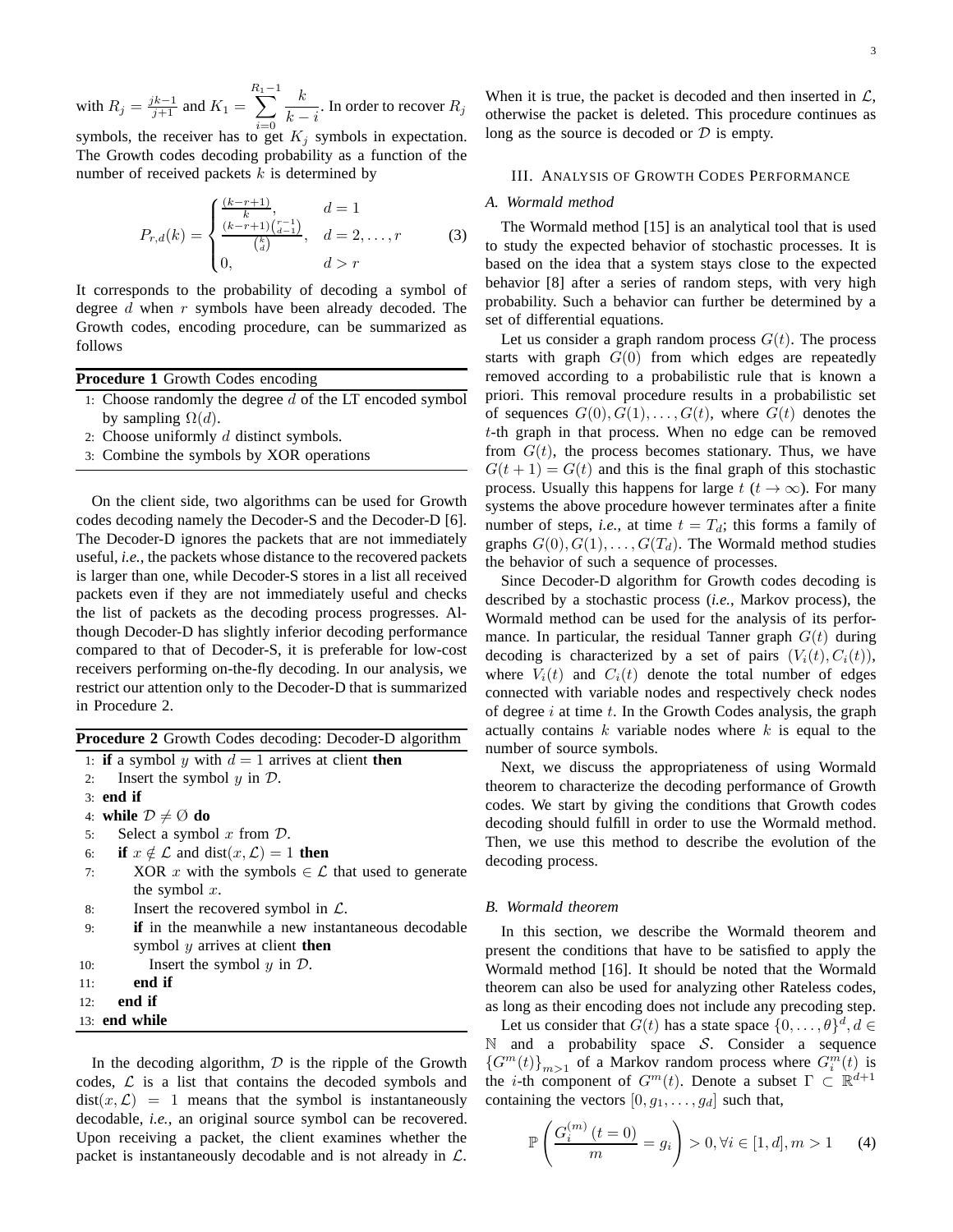with $R_j = \frac{jk-1}{j+1}$ and $K_1 = \sum_{i=0}^{R_1-1} \frac{k}{k-i}$. In order to recover $R_j$ symbols, the receiver has to get $K_j$ symbols in expectation. The Growth codes decoding probability as a function of the number of received packets $k$ is determined by

$$P_{r,d}(k) = \begin{cases} \frac{(k-r+1)}{k}, & d = 1 \\ \frac{(k-r+1)\binom{r-1}{d-1}}{\binom{k}{d}}, & d = 2, \ldots, r \\ 0, & d > r \end{cases} \tag{3}$$

It corresponds to the probability of decoding a symbol of degree $d$ when $r$ symbols have been already decoded. The Growth codes, encoding procedure, can be summarized as follows

**Procedure 1** Growth Codes encoding

1: Choose randomly the degree $d$ of the LT encoded symbol by sampling $\Omega(d)$.
2: Choose uniformly $d$ distinct symbols.
3: Combine the symbols by XOR operations

On the client side, two algorithms can be used for Growth codes decoding namely the Decoder-S and the Decoder-D [6]. The Decoder-D ignores the packets that are not immediately useful, *i.e.*, the packets whose distance to the recovered packets is larger than one, while Decoder-S stores in a list all received packets even if they are not immediately useful and checks the list of packets as the decoding process progresses. Although Decoder-D has slightly inferior decoding performance compared to that of Decoder-S, it is preferable for low-cost receivers performing on-the-fly decoding. In our analysis, we restrict our attention only to the Decoder-D that is summarized in Procedure 2.

**Procedure 2** Growth Codes decoding: Decoder-D algorithm

```
1: if a symbol y with d = 1 arrives at client then
2:     Insert the symbol y in D.
3: end if
4: while D ≠ ∅ do
5:     Select a symbol x from D.
6:     if x ∉ L and dist(x, L) = 1 then
7:         XOR x with the symbols ∈ L that used to generate
           the symbol x.
8:         Insert the recovered symbol in L.
9:         if in the meanwhile a new instantaneous decodable
           symbol y arrives at client then
10:            Insert the symbol y in D.
11:        end if
12:    end if
13: end while
```

In the decoding algorithm, $\mathcal{D}$ is the ripple of the Growth codes, $\mathcal{L}$ is a list that contains the decoded symbols and $\text{dist}(x, \mathcal{L}) = 1$ means that the symbol is instantaneously decodable, *i.e.*, an original source symbol can be recovered. Upon receiving a packet, the client examines whether the packet is instantaneously decodable and is not already in $\mathcal{L}$. When it is true, the packet is decoded and then inserted in $\mathcal{L}$, otherwise the packet is deleted. This procedure continues as long as the source is decoded or $\mathcal{D}$ is empty.

## III. Analysis of Growth Codes Performance

### A. Wormald method

The Wormald method [15] is an analytical tool that is used to study the expected behavior of stochastic processes. It is based on the idea that a system stays close to the expected behavior [8] after a series of random steps, with very high probability. Such a behavior can further be determined by a set of differential equations.

Let us consider a graph random process $G(t)$. The process starts with graph $G(0)$ from which edges are repeatedly removed according to a probabilistic rule that is known a priori. This removal procedure results in a probabilistic set of sequences $G(0), G(1), \ldots, G(t)$, where $G(t)$ denotes the $t$-th graph in that process. When no edge can be removed from $G(t)$, the process becomes stationary. Thus, we have $G(t+1) = G(t)$ and this is the final graph of this stochastic process. Usually this happens for large $t$ ($t \to \infty$). For many systems the above procedure however terminates after a finite number of steps, *i.e.*, at time $t = T_d$; this forms a family of graphs $G(0), G(1), \ldots, G(T_d)$. The Wormald method studies the behavior of such a sequence of processes.

Since Decoder-D algorithm for Growth codes decoding is described by a stochastic process (*i.e.*, Markov process), the Wormald method can be used for the analysis of its performance. In particular, the residual Tanner graph $G(t)$ during decoding is characterized by a set of pairs $(V_i(t), C_i(t))$, where $V_i(t)$ and $C_i(t)$ denote the total number of edges connected with variable nodes and respectively check nodes of degree $i$ at time $t$. In the Growth Codes analysis, the graph actually contains $k$ variable nodes where $k$ is equal to the number of source symbols.

Next, we discuss the appropriateness of using Wormald theorem to characterize the decoding performance of Growth codes. We start by giving the conditions that Growth codes decoding should fulfill in order to use the Wormald method. Then, we use this method to describe the evolution of the decoding process.

### B. Wormald theorem

In this section, we describe the Wormald theorem and present the conditions that have to be satisfied to apply the Wormald method [16]. It should be noted that the Wormald theorem can also be used for analyzing other Rateless codes, as long as their encoding does not include any precoding step.

Let us consider that $G(t)$ has a state space $\{0, \ldots, \theta\}^d, d \in \mathbb{N}$ and a probability space $\mathcal{S}$. Consider a sequence $\{G^m(t)\}_{m>1}$ of a Markov random process where $G_i^m(t)$ is the $i$-th component of $G^m(t)$. Denote a subset $\Gamma \subset \mathbb{R}^{d+1}$ containing the vectors $[0, g_1, \ldots, g_d]$ such that,

$$\mathbb{P}\left(\frac{G_i^{(m)}(t=0)}{m} = g_i\right) > 0, \forall i \in [1, d], m > 1 \tag{4}$$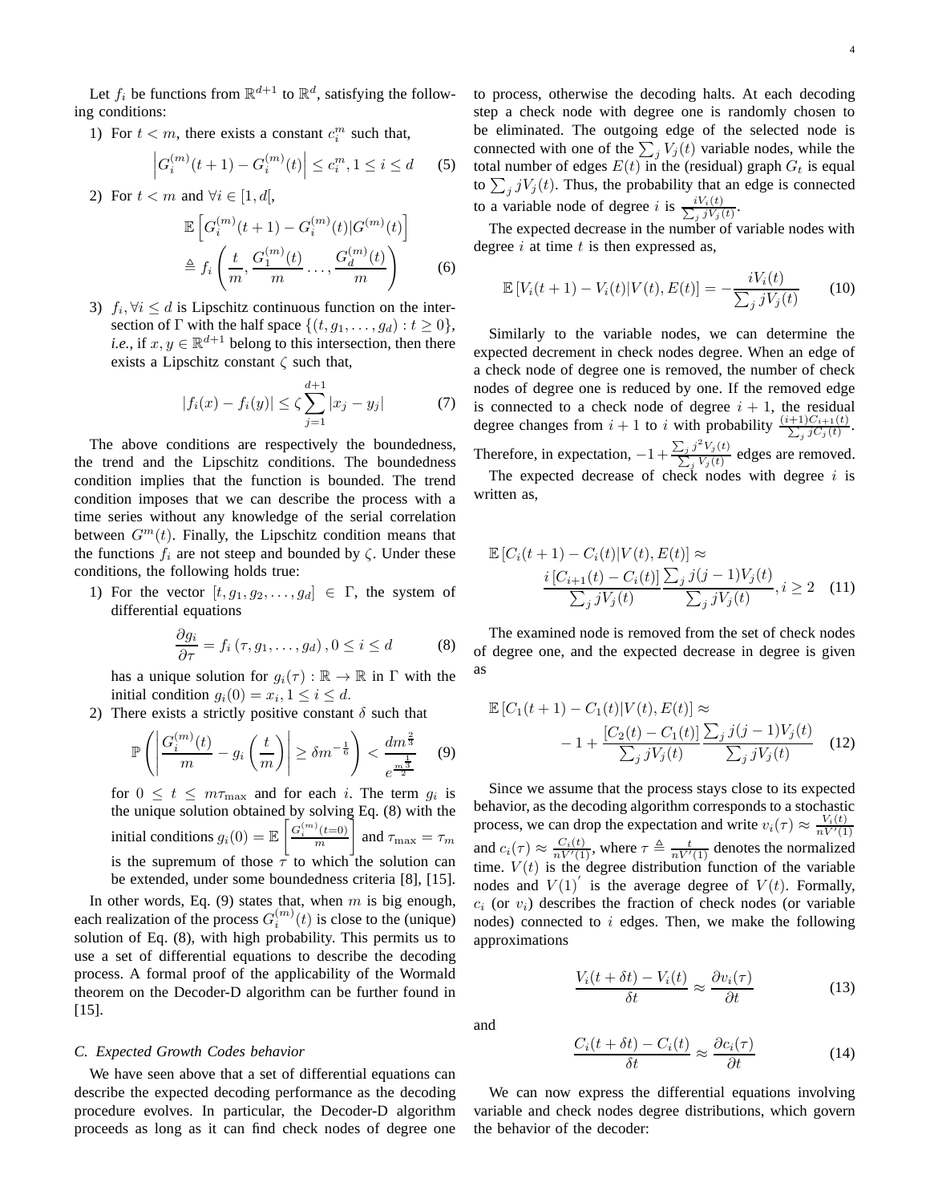Let $f_i$ be functions from $\mathbb{R}^{d+1}$ to $\mathbb{R}^d$, satisfying the following conditions:

1) For $t < m$, there exists a constant $c_i^m$ such that,

$$\left| G_i^{(m)}(t+1) - G_i^{(m)}(t) \right| \leq c_i^m, 1 \leq i \leq d \tag{5}$$

2) For $t < m$ and $\forall i \in [1, d[$,

$$\mathbb{E}\left[ G_i^{(m)}(t+1) - G_i^{(m)}(t) | G^{(m)}(t) \right] \triangleq f_i \left( \frac{t}{m}, \frac{G_1^{(m)}(t)}{m} \dots, \frac{G_d^{(m)}(t)}{m} \right) \tag{6}$$

3) $f_i, \forall i \leq d$ is Lipschitz continuous function on the intersection of $\Gamma$ with the half space $\{(t, g_1, \dots, g_d) : t \geq 0\}$, *i.e.*, if $x, y \in \mathbb{R}^{d+1}$ belong to this intersection, then there exists a Lipschitz constant $\zeta$ such that,

$$|f_i(x) - f_i(y)| \leq \zeta \sum_{j=1}^{d+1} |x_j - y_j| \tag{7}$$

The above conditions are respectively the boundedness, the trend and the Lipschitz conditions. The boundedness condition implies that the function is bounded. The trend condition imposes that we can describe the process with a time series without any knowledge of the serial correlation between $G^m(t)$. Finally, the Lipschitz condition means that the functions $f_i$ are not steep and bounded by $\zeta$. Under these conditions, the following holds true:

1) For the vector $[t, g_1, g_2, \dots, g_d] \in \Gamma$, the system of differential equations

$$\frac{\partial g_i}{\partial \tau} = f_i \left( \tau, g_1, \dots, g_d \right), 0 \leq i \leq d \tag{8}$$

has a unique solution for $g_i(\tau) : \mathbb{R} \to \mathbb{R}$ in $\Gamma$ with the initial condition $g_i(0) = x_i, 1 \leq i \leq d$.

2) There exists a strictly positive constant $\delta$ such that

$$\mathbb{P}\left( \left| \frac{G_i^{(m)}(t)}{m} - g_i\left( \frac{t}{m} \right) \right| \geq \delta m^{-\frac{1}{6}} \right) < \frac{dm^{\frac{2}{3}}}{e^{\frac{m^{\frac{1}{3}}}{2}}} \tag{9}$$

for $0 \leq t \leq m\tau_{\max}$ and for each $i$. The term $g_i$ is the unique solution obtained by solving Eq. (8) with the initial conditions $g_i(0) = \mathbb{E}\left[ \frac{G_i^{(m)}(t=0)}{m} \right]$ and $\tau_{\max} = \tau_m$ is the supremum of those $\tau$ to which the solution can be extended, under some boundedness criteria [8], [15].

In other words, Eq. (9) states that, when $m$ is big enough, each realization of the process $G_i^{(m)}(t)$ is close to the (unique) solution of Eq. (8), with high probability. This permits us to use a set of differential equations to describe the decoding process. A formal proof of the applicability of the Wormald theorem on the Decoder-D algorithm can be further found in [15].

### C. Expected Growth Codes behavior

We have seen above that a set of differential equations can describe the expected decoding performance as the decoding procedure evolves. In particular, the Decoder-D algorithm proceeds as long as it can find check nodes of degree one to process, otherwise the decoding halts. At each decoding step a check node with degree one is randomly chosen to be eliminated. The outgoing edge of the selected node is connected with one of the $\sum_j V_j(t)$ variable nodes, while the total number of edges $E(t)$ in the (residual) graph $G_t$ is equal to $\sum_j jV_j(t)$. Thus, the probability that an edge is connected to a variable node of degree $i$ is $\frac{iV_i(t)}{\sum_j jV_j(t)}$.

The expected decrease in the number of variable nodes with degree $i$ at time $t$ is then expressed as,

$$\mathbb{E}\left[ V_i(t+1) - V_i(t) | V(t), E(t) \right] = -\frac{iV_i(t)}{\sum_j jV_j(t)} \tag{10}$$

Similarly to the variable nodes, we can determine the expected decrement in check nodes degree. When an edge of a check node of degree one is removed, the number of check nodes of degree one is reduced by one. If the removed edge is connected to a check node of degree $i+1$, the residual degree changes from $i+1$ to $i$ with probability $\frac{(i+1)C_{i+1}(t)}{\sum_j jC_j(t)}$. Therefore, in expectation, $-1 + \frac{\sum_j j^2 V_j(t)}{\sum_j V_j(t)}$ edges are removed.

The expected decrease of check nodes with degree $i$ is written as,

$$\mathbb{E}\left[ C_i(t+1) - C_i(t) | V(t), E(t) \right] \approx \frac{i\left[ C_{i+1}(t) - C_i(t) \right]}{\sum_j jV_j(t)} \frac{\sum_j j(j-1)V_j(t)}{\sum_j jV_j(t)}, i \geq 2 \tag{11}$$

The examined node is removed from the set of check nodes of degree one, and the expected decrease in degree is given as

$$\mathbb{E}\left[ C_1(t+1) - C_1(t) | V(t), E(t) \right] \approx -1 + \frac{\left[ C_2(t) - C_1(t) \right]}{\sum_j jV_j(t)} \frac{\sum_j j(j-1)V_j(t)}{\sum_j jV_j(t)} \tag{12}$$

Since we assume that the process stays close to its expected behavior, as the decoding algorithm corresponds to a stochastic process, we can drop the expectation and write $v_i(\tau) \approx \frac{V_i(t)}{nV'(1)}$ and $c_i(\tau) \approx \frac{C_i(t)}{nV'(1)}$, where $\tau \triangleq \frac{t}{nV'(1)}$ denotes the normalized time. $V(t)$ is the degree distribution function of the variable nodes and $V(1)^{'}$ is the average degree of $V(t)$. Formally, $c_i$ (or $v_i$) describes the fraction of check nodes (or variable nodes) connected to $i$ edges. Then, we make the following approximations

$$\frac{V_i(t+\delta t) - V_i(t)}{\delta t} \approx \frac{\partial v_i(\tau)}{\partial t} \tag{13}$$

and

$$\frac{C_i(t+\delta t) - C_i(t)}{\delta t} \approx \frac{\partial c_i(\tau)}{\partial t} \tag{14}$$

We can now express the differential equations involving variable and check nodes degree distributions, which govern the behavior of the decoder: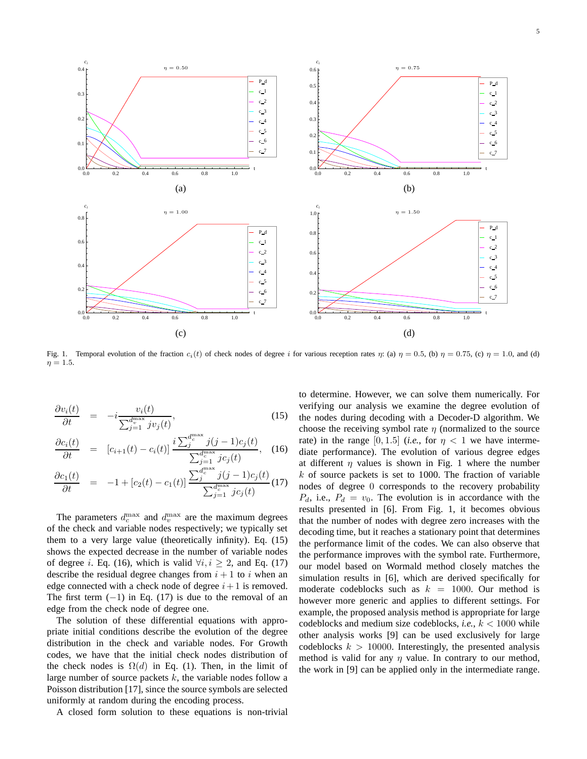Fig. 1. Temporal evolution of the fraction $c_i(t)$ of check nodes of degree $i$ for various reception rates $\eta$: (a) $\eta = 0.5$, (b) $\eta = 0.75$, (c) $\eta = 1.0$, and (d) $\eta = 1.5$.

$$\frac{\partial v_i(t)}{\partial t} = -i \frac{v_i(t)}{\sum_{j=1}^{d_v^{\max}} j v_j(t)}, \quad (15)$$

$$\frac{\partial c_i(t)}{\partial t} = [c_{i+1}(t) - c_i(t)] \frac{i \sum_j^{d_c^{\max}} j(j-1)c_j(t)}{\sum_{j=1}^{d_c^{\max}} j c_j(t)}, \quad (16)$$

$$\frac{\partial c_1(t)}{\partial t} = -1 + [c_2(t) - c_1(t)] \frac{\sum_j^{d_c^{\max}} j(j-1)c_j(t)}{\sum_{j=1}^{d_c^{\max}} j c_j(t)} \quad (17)$$

The parameters $d_c^{\max}$ and $d_v^{\max}$ are the maximum degrees of the check and variable nodes respectively; we typically set them to a very large value (theoretically infinity). Eq. (15) shows the expected decrease in the number of variable nodes of degree $i$. Eq. (16), which is valid $\forall i, i \geq 2$, and Eq. (17) describe the residual degree changes from $i+1$ to $i$ when an edge connected with a check node of degree $i+1$ is removed. The first term $(-1)$ in Eq. (17) is due to the removal of an edge from the check node of degree one.

The solution of these differential equations with appropriate initial conditions describe the evolution of the degree distribution in the check and variable nodes. For Growth codes, we have that the initial check nodes distribution of the check nodes is $\Omega(d)$ in Eq. (1). Then, in the limit of large number of source packets $k$, the variable nodes follow a Poisson distribution [17], since the source symbols are selected uniformly at random during the encoding process.

A closed form solution to these equations is non-trivial to determine. However, we can solve them numerically. For verifying our analysis we examine the degree evolution of the nodes during decoding with a Decoder-D algorithm. We choose the receiving symbol rate $\eta$ (normalized to the source rate) in the range $[0, 1.5]$ (*i.e.*, for $\eta < 1$ we have intermediate performance). The evolution of various degree edges at different $\eta$ values is shown in Fig. 1 where the number $k$ of source packets is set to 1000. The fraction of variable nodes of degree 0 corresponds to the recovery probability $P_d$, i.e., $P_d = v_0$. The evolution is in accordance with the results presented in [6]. From Fig. 1, it becomes obvious that the number of nodes with degree zero increases with the decoding time, but it reaches a stationary point that determines the performance limit of the codes. We can also observe that the performance improves with the symbol rate. Furthermore, our model based on Wormald method closely matches the simulation results in [6], which are derived specifically for moderate codeblocks such as $k = 1000$. Our method is however more generic and applies to different settings. For example, the proposed analysis method is appropriate for large codeblocks and medium size codeblocks, *i.e.*, $k < 1000$ while other analysis works [9] can be used exclusively for large codeblocks $k > 10000$. Interestingly, the presented analysis method is valid for any $\eta$ value. In contrary to our method, the work in [9] can be applied only in the intermediate range.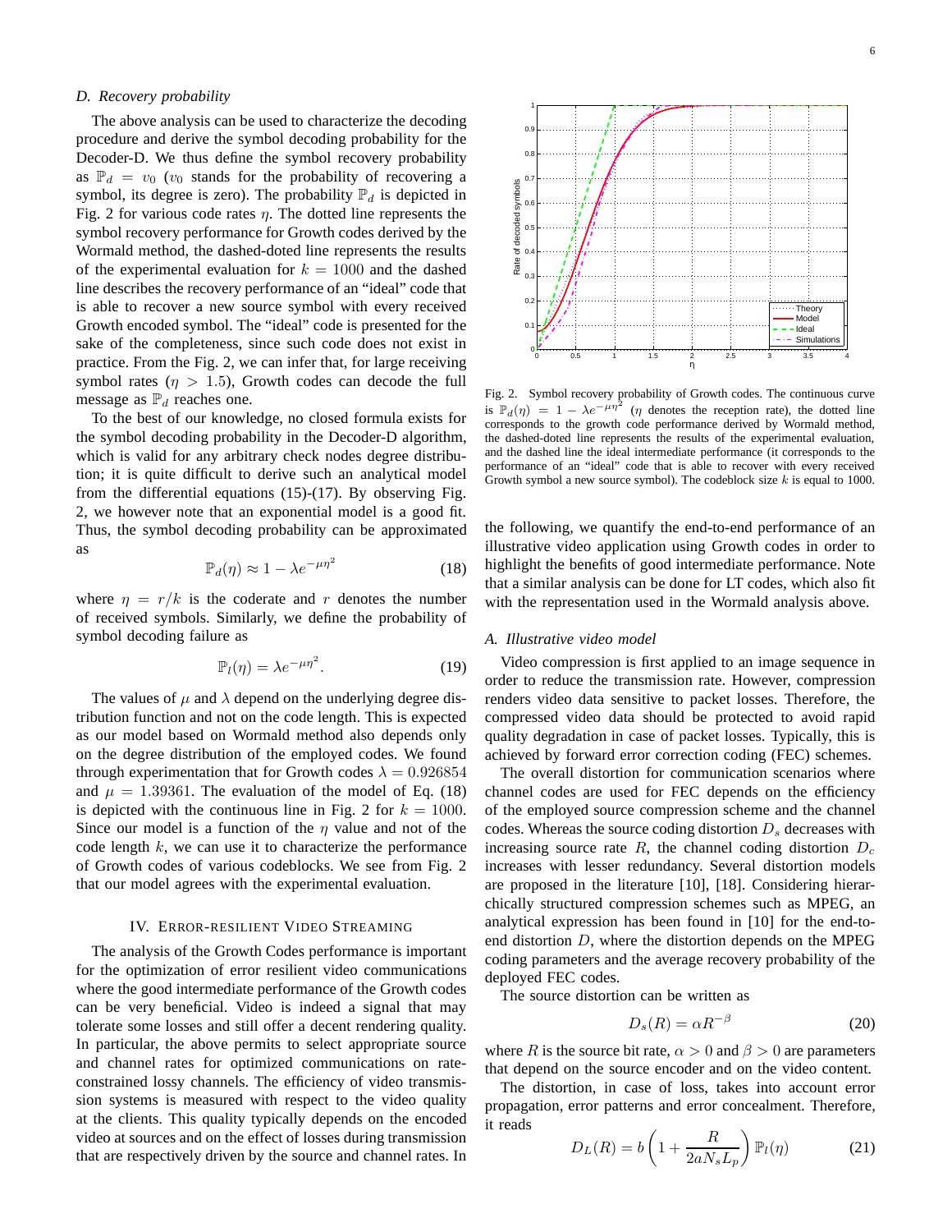### D. Recovery probability

The above analysis can be used to characterize the decoding procedure and derive the symbol decoding probability for the Decoder-D. We thus define the symbol recovery probability as $\mathbb{P}_d = v_0$ ($v_0$ stands for the probability of recovering a symbol, its degree is zero). The probability $\mathbb{P}_d$ is depicted in Fig. 2 for various code rates $\eta$. The dotted line represents the symbol recovery performance for Growth codes derived by the Wormald method, the dashed-doted line represents the results of the experimental evaluation for $k = 1000$ and the dashed line describes the recovery performance of an "ideal" code that is able to recover a new source symbol with every received Growth encoded symbol. The "ideal" code is presented for the sake of the completeness, since such code does not exist in practice. From the Fig. 2, we can infer that, for large receiving symbol rates ($\eta > 1.5$), Growth codes can decode the full message as $\mathbb{P}_d$ reaches one.

To the best of our knowledge, no closed formula exists for the symbol decoding probability in the Decoder-D algorithm, which is valid for any arbitrary check nodes degree distribution; it is quite difficult to derive such an analytical model from the differential equations (15)-(17). By observing Fig. 2, we however note that an exponential model is a good fit. Thus, the symbol decoding probability can be approximated as

$$\mathbb{P}_d(\eta) \approx 1 - \lambda e^{-\mu\eta^2} \tag{18}$$

where $\eta = r/k$ is the coderate and $r$ denotes the number of received symbols. Similarly, we define the probability of symbol decoding failure as

$$\mathbb{P}_l(\eta) = \lambda e^{-\mu\eta^2}. \tag{19}$$

The values of $\mu$ and $\lambda$ depend on the underlying degree distribution function and not on the code length. This is expected as our model based on Wormald method also depends only on the degree distribution of the employed codes. We found through experimentation that for Growth codes $\lambda = 0.926854$ and $\mu = 1.39361$. The evaluation of the model of Eq. (18) is depicted with the continuous line in Fig. 2 for $k = 1000$. Since our model is a function of the $\eta$ value and not of the code length $k$, we can use it to characterize the performance of Growth codes of various codeblocks. We see from Fig. 2 that our model agrees with the experimental evaluation.

Fig. 2. Symbol recovery probability of Growth codes. The continuous curve is $\mathbb{P}_d(\eta) = 1 - \lambda e^{-\mu\eta^2}$ ($\eta$ denotes the reception rate), the dotted line corresponds to the growth code performance derived by Wormald method, the dashed-doted line represents the results of the experimental evaluation, and the dashed line the ideal intermediate performance (it corresponds to the performance of an "ideal" code that is able to recover with every received Growth symbol a new source symbol). The codeblock size $k$ is equal to 1000.

## IV. Error-Resilient Video Streaming

The analysis of the Growth Codes performance is important for the optimization of error resilient video communications where the good intermediate performance of the Growth codes can be very beneficial. Video is indeed a signal that may tolerate some losses and still offer a decent rendering quality. In particular, the above permits to select appropriate source and channel rates for optimized communications on rate-constrained lossy channels. The efficiency of video transmission systems is measured with respect to the video quality at the clients. This quality typically depends on the encoded video at sources and on the effect of losses during transmission that are respectively driven by the source and channel rates. In the following, we quantify the end-to-end performance of an illustrative video application using Growth codes in order to highlight the benefits of good intermediate performance. Note that a similar analysis can be done for LT codes, which also fit with the representation used in the Wormald analysis above.

### A. Illustrative video model

Video compression is first applied to an image sequence in order to reduce the transmission rate. However, compression renders video data sensitive to packet losses. Therefore, the compressed video data should be protected to avoid rapid quality degradation in case of packet losses. Typically, this is achieved by forward error correction coding (FEC) schemes.

The overall distortion for communication scenarios where channel codes are used for FEC depends on the efficiency of the employed source compression scheme and the channel codes. Whereas the source coding distortion $D_s$ decreases with increasing source rate $R$, the channel coding distortion $D_c$ increases with lesser redundancy. Several distortion models are proposed in the literature [10], [18]. Considering hierarchically structured compression schemes such as MPEG, an analytical expression has been found in [10] for the end-to-end distortion $D$, where the distortion depends on the MPEG coding parameters and the average recovery probability of the deployed FEC codes.

The source distortion can be written as

$$D_s(R) = \alpha R^{-\beta} \tag{20}$$

where $R$ is the source bit rate, $\alpha > 0$ and $\beta > 0$ are parameters that depend on the source encoder and on the video content.

The distortion, in case of loss, takes into account error propagation, error patterns and error concealment. Therefore, it reads

$$D_L(R) = b\left(1 + \frac{R}{2aN_sL_p}\right)\mathbb{P}_l(\eta) \tag{21}$$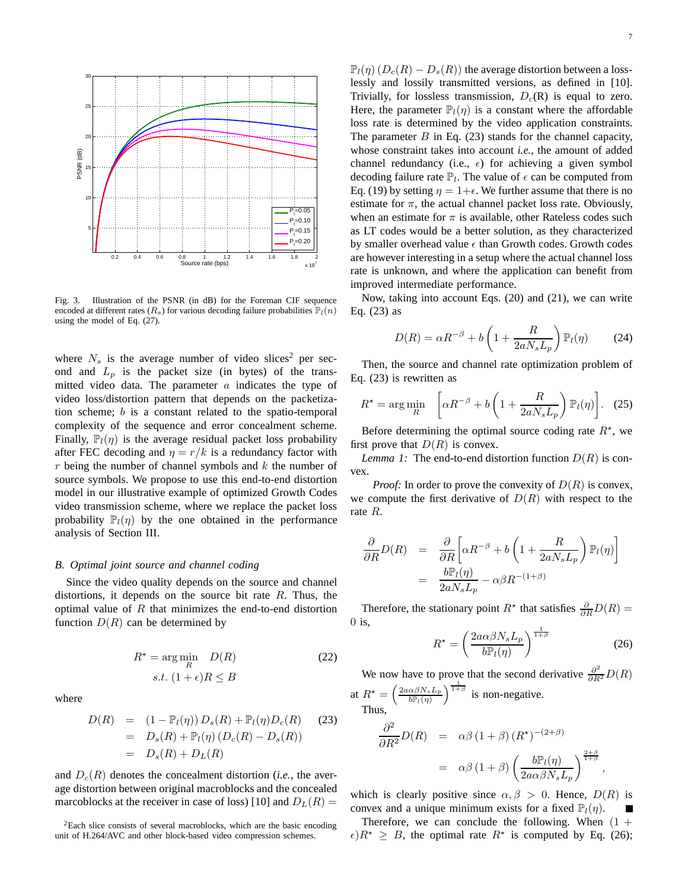Fig. 3. Illustration of the PSNR (in dB) for the Foreman CIF sequence encoded at different rates ($R_s$) for various decoding failure probabilities $\mathbb{P}_l(n)$ using the model of Eq. (27).

where $N_s$ is the average number of video slices[2] per second and $L_p$ is the packet size (in bytes) of the transmitted video data. The parameter $a$ indicates the type of video loss/distortion pattern that depends on the packetization scheme; $b$ is a constant related to the spatio-temporal complexity of the sequence and error concealment scheme. Finally, $\mathbb{P}_l(\eta)$ is the average residual packet loss probability after FEC decoding and $\eta = r/k$ is a redundancy factor with $r$ being the number of channel symbols and $k$ the number of source symbols. We propose to use this end-to-end distortion model in our illustrative example of optimized Growth Codes video transmission scheme, where we replace the packet loss probability $\mathbb{P}_l(\eta)$ by the one obtained in the performance analysis of Section III.

### B. Optimal joint source and channel coding

Since the video quality depends on the source and channel distortions, it depends on the source bit rate $R$. Thus, the optimal value of $R$ that minimizes the end-to-end distortion function $D(R)$ can be determined by

$$R^\star = \arg\min_R \quad D(R) \qquad s.t.\ (1+\epsilon)R \leq B \tag{22}$$

where

$$\begin{aligned} D(R) &= (1-\mathbb{P}_l(\eta))\, D_s(R) + \mathbb{P}_l(\eta) D_c(R) \\ &= D_s(R) + \mathbb{P}_l(\eta)\,(D_c(R) - D_s(R)) \\ &= D_s(R) + D_L(R) \end{aligned} \tag{23}$$

and $D_c(R)$ denotes the concealment distortion (*i.e.*, the average distortion between original macroblocks and the concealed marcoblocks at the receiver in case of loss) [10] and $D_L(R) = \mathbb{P}_l(\eta)\,(D_c(R) - D_s(R))$ the average distortion between a losslessly and lossily transmitted versions, as defined in [10]. Trivially, for lossless transmission, $D_c$(R) is equal to zero. Here, the parameter $\mathbb{P}_l(\eta)$ is a constant where the affordable loss rate is determined by the video application constraints. The parameter $B$ in Eq. (23) stands for the channel capacity, whose constraint takes into account *i.e.*, the amount of added channel redundancy (i.e., $\epsilon$) for achieving a given symbol decoding failure rate $\mathbb{P}_l$. The value of $\epsilon$ can be computed from Eq. (19) by setting $\eta = 1+\epsilon$. We further assume that there is no estimate for $\pi$, the actual channel packet loss rate. Obviously, when an estimate for $\pi$ is available, other Rateless codes such as LT codes would be a better solution, as they characterized by smaller overhead value $\epsilon$ than Growth codes. Growth codes are however interesting in a setup where the actual channel loss rate is unknown, and where the application can benefit from improved intermediate performance.

[2]Each slice consists of several macroblocks, which are the basic encoding unit of H.264/AVC and other block-based video compression schemes.

Now, taking into account Eqs. (20) and (21), we can write Eq. (23) as

$$D(R) = \alpha R^{-\beta} + b\left(1 + \frac{R}{2aN_sL_p}\right)\mathbb{P}_l(\eta) \tag{24}$$

Then, the source and channel rate optimization problem of Eq. (23) is rewritten as

$$R^\star = \arg\min_R \quad \left[\alpha R^{-\beta} + b\left(1 + \frac{R}{2aN_sL_p}\right)\mathbb{P}_l(\eta)\right]. \tag{25}$$

Before determining the optimal source coding rate $R^\star$, we first prove that $D(R)$ is convex.

*Lemma 1:* The end-to-end distortion function $D(R)$ is convex.

*Proof:* In order to prove the convexity of $D(R)$ is convex, we compute the first derivative of $D(R)$ with respect to the rate $R$.

$$\begin{aligned} \frac{\partial}{\partial R}D(R) &= \frac{\partial}{\partial R}\left[\alpha R^{-\beta} + b\left(1 + \frac{R}{2aN_sL_p}\right)\mathbb{P}_l(\eta)\right] \\ &= \frac{b\mathbb{P}_l(\eta)}{2aN_sL_p} - \alpha\beta R^{-(1+\beta)} \end{aligned}$$

Therefore, the stationary point $R^\star$ that satisfies $\frac{\partial}{\partial R}D(R) = 0$ is,

$$R^\star = \left(\frac{2a\alpha\beta N_sL_p}{b\mathbb{P}_l(\eta)}\right)^{\frac{1}{1+\beta}} \tag{26}$$

We now have to prove that the second derivative $\frac{\partial^2}{\partial R^2}D(R)$ at $R^\star = \left(\frac{2a\alpha\beta N_sL_p}{b\mathbb{P}_l(\eta)}\right)^{\frac{1}{1+\beta}}$ is non-negative.

Thus,

$$\begin{aligned} \frac{\partial^2}{\partial R^2}D(R) &= \alpha\beta\,(1+\beta)\,(R^\star)^{-(2+\beta)} \\ &= \alpha\beta\,(1+\beta)\left(\frac{b\mathbb{P}_l(\eta)}{2a\alpha\beta N_sL_p}\right)^{\frac{2+\beta}{1+\beta}}, \end{aligned}$$

which is clearly positive since $\alpha, \beta > 0$. Hence, $D(R)$ is convex and a unique minimum exists for a fixed $\mathbb{P}_l(\eta)$. ∎

Therefore, we can conclude the following. When $(1 + \epsilon)R^\star \geq B$, the optimal rate $R^\star$ is computed by Eq. (26);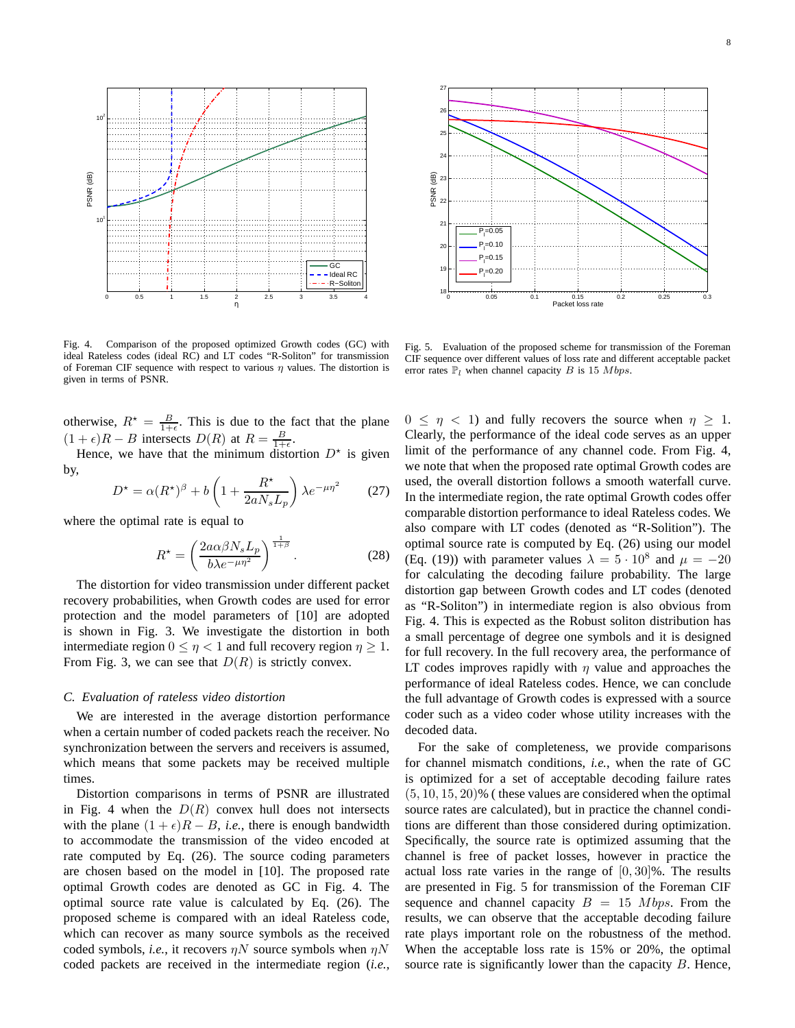Fig. 4. Comparison of the proposed optimized Growth codes (GC) with ideal Rateless codes (ideal RC) and LT codes "R-Soliton" for transmission of Foreman CIF sequence with respect to various $\eta$ values. The distortion is given in terms of PSNR.

Fig. 5. Evaluation of the proposed scheme for transmission of the Foreman CIF sequence over different values of loss rate and different acceptable packet error rates $\mathbb{P}_l$ when channel capacity $B$ is 15 $Mbps$.

otherwise, $R^\star = \frac{B}{1+\epsilon}$. This is due to the fact that the plane $(1+\epsilon)R - B$ intersects $D(R)$ at $R = \frac{B}{1+\epsilon}$.

Hence, we have that the minimum distortion $D^\star$ is given by,

$$D^\star = \alpha(R^\star)^\beta + b\left(1 + \frac{R^\star}{2aN_sL_p}\right)\lambda e^{-\mu\eta^2} \tag{27}$$

where the optimal rate is equal to

$$R^\star = \left(\frac{2a\alpha\beta N_s L_p}{b\lambda e^{-\mu\eta^2}}\right)^{\frac{1}{1+\beta}}. \tag{28}$$

The distortion for video transmission under different packet recovery probabilities, when Growth codes are used for error protection and the model parameters of [10] are adopted is shown in Fig. 3. We investigate the distortion in both intermediate region $0 \leq \eta < 1$ and full recovery region $\eta \geq 1$. From Fig. 3, we can see that $D(R)$ is strictly convex.

### C. Evaluation of rateless video distortion

We are interested in the average distortion performance when a certain number of coded packets reach the receiver. No synchronization between the servers and receivers is assumed, which means that some packets may be received multiple times.

Distortion comparisons in terms of PSNR are illustrated in Fig. 4 when the $D(R)$ convex hull does not intersects with the plane $(1+\epsilon)R - B$, *i.e.*, there is enough bandwidth to accommodate the transmission of the video encoded at rate computed by Eq. (26). The source coding parameters are chosen based on the model in [10]. The proposed rate optimal Growth codes are denoted as GC in Fig. 4. The optimal source rate value is calculated by Eq. (26). The proposed scheme is compared with an ideal Rateless code, which can recover as many source symbols as the received coded symbols, *i.e.*, it recovers $\eta N$ source symbols when $\eta N$ coded packets are received in the intermediate region (*i.e.*, $0 \leq \eta < 1$) and fully recovers the source when $\eta \geq 1$. Clearly, the performance of the ideal code serves as an upper limit of the performance of any channel code. From Fig. 4, we note that when the proposed rate optimal Growth codes are used, the overall distortion follows a smooth waterfall curve. In the intermediate region, the rate optimal Growth codes offer comparable distortion performance to ideal Rateless codes. We also compare with LT codes (denoted as "R-Solition"). The optimal source rate is computed by Eq. (26) using our model (Eq. (19)) with parameter values $\lambda = 5 \cdot 10^8$ and $\mu = -20$ for calculating the decoding failure probability. The large distortion gap between Growth codes and LT codes (denoted as "R-Soliton") in intermediate region is also obvious from Fig. 4. This is expected as the Robust soliton distribution has a small percentage of degree one symbols and it is designed for full recovery. In the full recovery area, the performance of LT codes improves rapidly with $\eta$ value and approaches the performance of ideal Rateless codes. Hence, we can conclude the full advantage of Growth codes is expressed with a source coder such as a video coder whose utility increases with the decoded data.

For the sake of completeness, we provide comparisons for channel mismatch conditions, *i.e.*, when the rate of GC is optimized for a set of acceptable decoding failure rates $(5, 10, 15, 20)\%$ ( these values are considered when the optimal source rates are calculated), but in practice the channel conditions are different than those considered during optimization. Specifically, the source rate is optimized assuming that the channel is free of packet losses, however in practice the actual loss rate varies in the range of $[0, 30]\%$. The results are presented in Fig. 5 for transmission of the Foreman CIF sequence and channel capacity $B = 15$ $Mbps$. From the results, we can observe that the acceptable decoding failure rate plays important role on the robustness of the method. When the acceptable loss rate is 15% or 20%, the optimal source rate is significantly lower than the capacity $B$. Hence,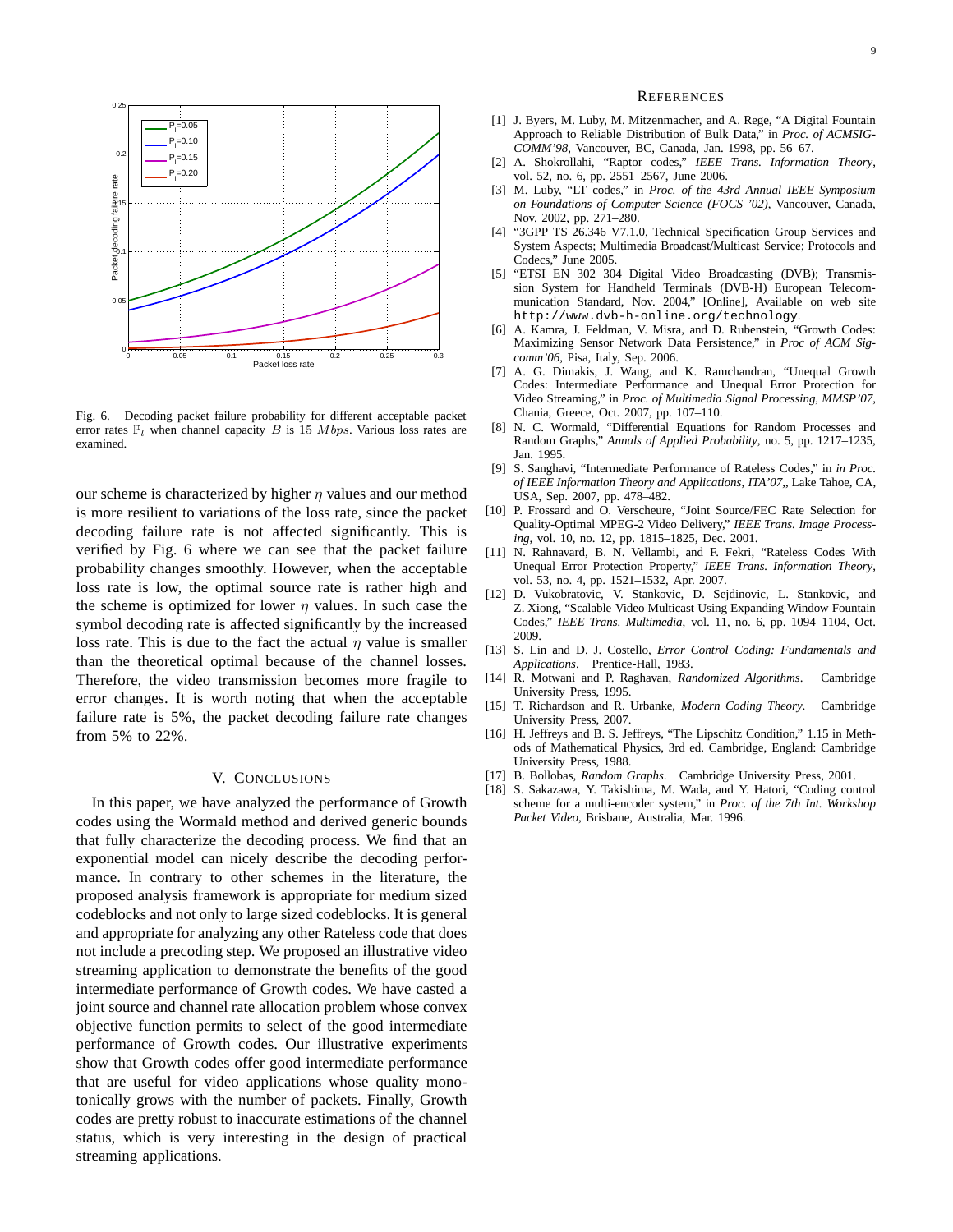0.25
0.2
0.15
0.1
0.05
0
Packet decoding failure rate
0
0.05
0.1
0.15
0.2
0.25
0.3
Packet loss rate
P_l=0.05
P_l=0.10
P_l=0.15
P_l=0.20

Fig. 6. Decoding packet failure probability for different acceptable packet error rates $\mathbb{P}_l$ when channel capacity $B$ is 15 $Mbps$. Various loss rates are examined.

our scheme is characterized by higher $\eta$ values and our method is more resilient to variations of the loss rate, since the packet decoding failure rate is not affected significantly. This is verified by Fig. 6 where we can see that the packet failure probability changes smoothly. However, when the acceptable loss rate is low, the optimal source rate is rather high and the scheme is optimized for lower $\eta$ values. In such case the symbol decoding rate is affected significantly by the increased loss rate. This is due to the fact the actual $\eta$ value is smaller than the theoretical optimal because of the channel losses. Therefore, the video transmission becomes more fragile to error changes. It is worth noting that when the acceptable failure rate is 5%, the packet decoding failure rate changes from 5% to 22%.

## V. Conclusions

In this paper, we have analyzed the performance of Growth codes using the Wormald method and derived generic bounds that fully characterize the decoding process. We find that an exponential model can nicely describe the decoding performance. In contrary to other schemes in the literature, the proposed analysis framework is appropriate for medium sized codeblocks and not only to large sized codeblocks. It is general and appropriate for analyzing any other Rateless code that does not include a precoding step. We proposed an illustrative video streaming application to demonstrate the benefits of the good intermediate performance of Growth codes. We have casted a joint source and channel rate allocation problem whose convex objective function permits to select of the good intermediate performance of Growth codes. Our illustrative experiments show that Growth codes offer good intermediate performance that are useful for video applications whose quality monotonically grows with the number of packets. Finally, Growth codes are pretty robust to inaccurate estimations of the channel status, which is very interesting in the design of practical streaming applications.

## References

[1] J. Byers, M. Luby, M. Mitzenmacher, and A. Rege, "A Digital Fountain Approach to Reliable Distribution of Bulk Data," in *Proc. of ACMSIGCOMM'98*, Vancouver, BC, Canada, Jan. 1998, pp. 56–67.

[2] A. Shokrollahi, "Raptor codes," *IEEE Trans. Information Theory*, vol. 52, no. 6, pp. 2551–2567, June 2006.

[3] M. Luby, "LT codes," in *Proc. of the 43rd Annual IEEE Symposium on Foundations of Computer Science (FOCS '02)*, Vancouver, Canada, Nov. 2002, pp. 271–280.

[4] "3GPP TS 26.346 V7.1.0, Technical Specification Group Services and System Aspects; Multimedia Broadcast/Multicast Service; Protocols and Codecs," June 2005.

[5] "ETSI EN 302 304 Digital Video Broadcasting (DVB); Transmission System for Handheld Terminals (DVB-H) European Telecommunication Standard, Nov. 2004," [Online], Available on web site `http://www.dvb-h-online.org/technology`.

[6] A. Kamra, J. Feldman, V. Misra, and D. Rubenstein, "Growth Codes: Maximizing Sensor Network Data Persistence," in *Proc of ACM Sigcomm'06*, Pisa, Italy, Sep. 2006.

[7] A. G. Dimakis, J. Wang, and K. Ramchandran, "Unequal Growth Codes: Intermediate Performance and Unequal Error Protection for Video Streaming," in *Proc. of Multimedia Signal Processing, MMSP'07*, Chania, Greece, Oct. 2007, pp. 107–110.

[8] N. C. Wormald, "Differential Equations for Random Processes and Random Graphs," *Annals of Applied Probability*, no. 5, pp. 1217–1235, Jan. 1995.

[9] S. Sanghavi, "Intermediate Performance of Rateless Codes," in *in Proc. of IEEE Information Theory and Applications, ITA'07,*, Lake Tahoe, CA, USA, Sep. 2007, pp. 478–482.

[10] P. Frossard and O. Verscheure, "Joint Source/FEC Rate Selection for Quality-Optimal MPEG-2 Video Delivery," *IEEE Trans. Image Processing*, vol. 10, no. 12, pp. 1815–1825, Dec. 2001.

[11] N. Rahnavard, B. N. Vellambi, and F. Fekri, "Rateless Codes With Unequal Error Protection Property," *IEEE Trans. Information Theory*, vol. 53, no. 4, pp. 1521–1532, Apr. 2007.

[12] D. Vukobratovic, V. Stankovic, D. Sejdinovic, L. Stankovic, and Z. Xiong, "Scalable Video Multicast Using Expanding Window Fountain Codes," *IEEE Trans. Multimedia*, vol. 11, no. 6, pp. 1094–1104, Oct. 2009.

[13] S. Lin and D. J. Costello, *Error Control Coding: Fundamentals and Applications*. Prentice-Hall, 1983.

[14] R. Motwani and P. Raghavan, *Randomized Algorithms*. Cambridge University Press, 1995.

[15] T. Richardson and R. Urbanke, *Modern Coding Theory*. Cambridge University Press, 2007.

[16] H. Jeffreys and B. S. Jeffreys, "The Lipschitz Condition," 1.15 in Methods of Mathematical Physics, 3rd ed. Cambridge, England: Cambridge University Press, 1988.

[17] B. Bollobas, *Random Graphs*. Cambridge University Press, 2001.

[18] S. Sakazawa, Y. Takishima, M. Wada, and Y. Hatori, "Coding control scheme for a multi-encoder system," in *Proc. of the 7th Int. Workshop Packet Video*, Brisbane, Australia, Mar. 1996.